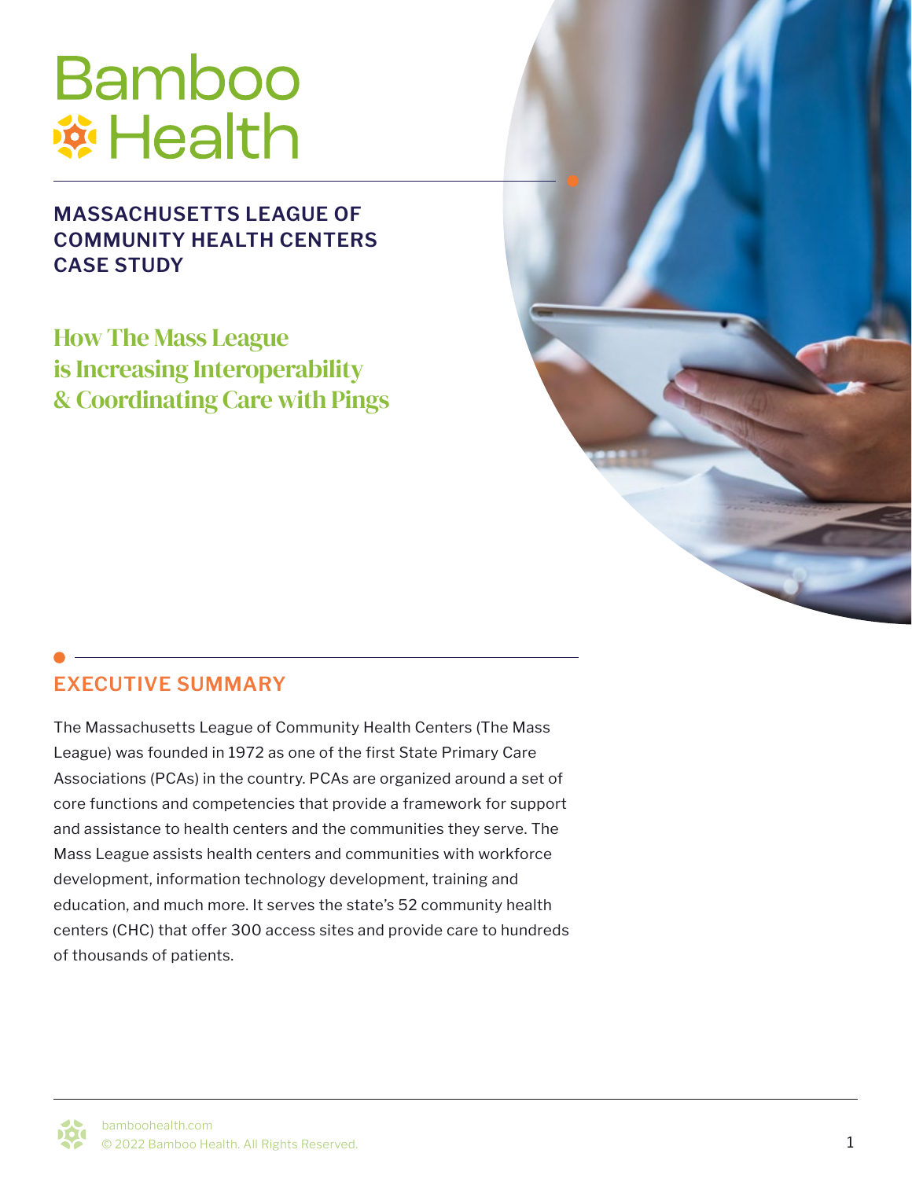# Bamboo Health

## MASSACHUSETTS LEAGUE OF COMMUNITY HEALTH CENTERS CASE STUDY

## How The Mass League is Increasing Interoperability & Coordinating Care with Pings

## EXECUTIVE SUMMARY

The Massachusetts League of Community Health Centers (The Mass League) was founded in 1972 as one of the first State Primary Care Associations (PCAs) in the country. PCAs are organized around a set of core functions and competencies that provide a framework for support and assistance to health centers and the communities they serve. The Mass League assists health centers and communities with workforce development, information technology development, training and education, and much more. It serves the state's 52 community health centers (CHC) that offer 300 access sites and provide care to hundreds of thousands of patients.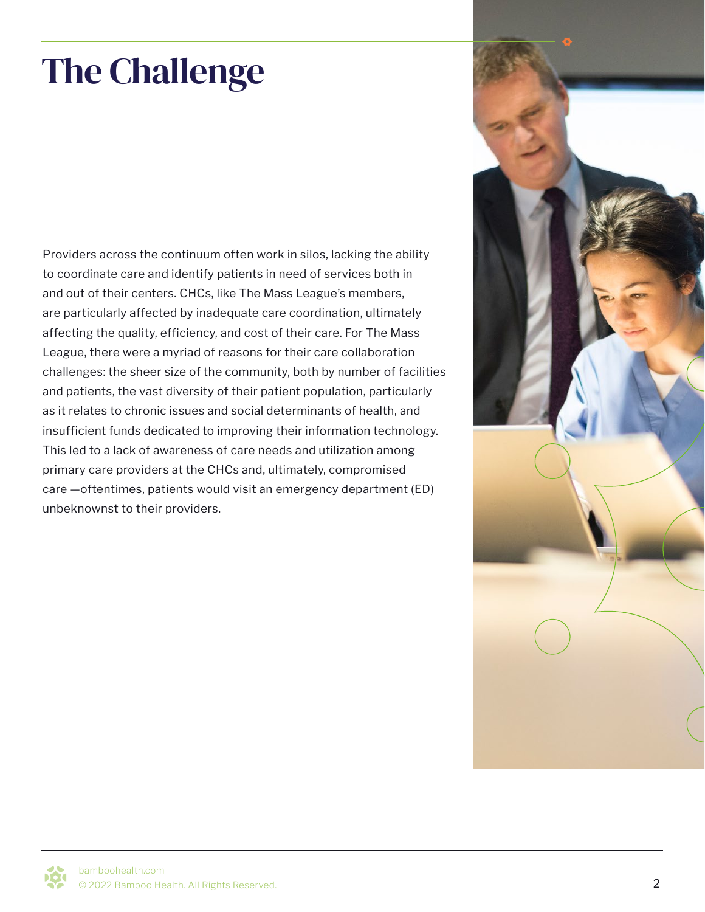# The Challenge

Providers across the continuum often work in silos, lacking the ability to coordinate care and identify patients in need of services both in and out of their centers. CHCs, like The Mass League's members, are particularly affected by inadequate care coordination, ultimately affecting the quality, efficiency, and cost of their care. For The Mass League, there were a myriad of reasons for their care collaboration challenges: the sheer size of the community, both by number of facilities and patients, the vast diversity of their patient population, particularly as it relates to chronic issues and social determinants of health, and insufficient funds dedicated to improving their information technology. This led to a lack of awareness of care needs and utilization among primary care providers at the CHCs and, ultimately, compromised care —oftentimes, patients would visit an emergency department (ED) unbeknownst to their providers.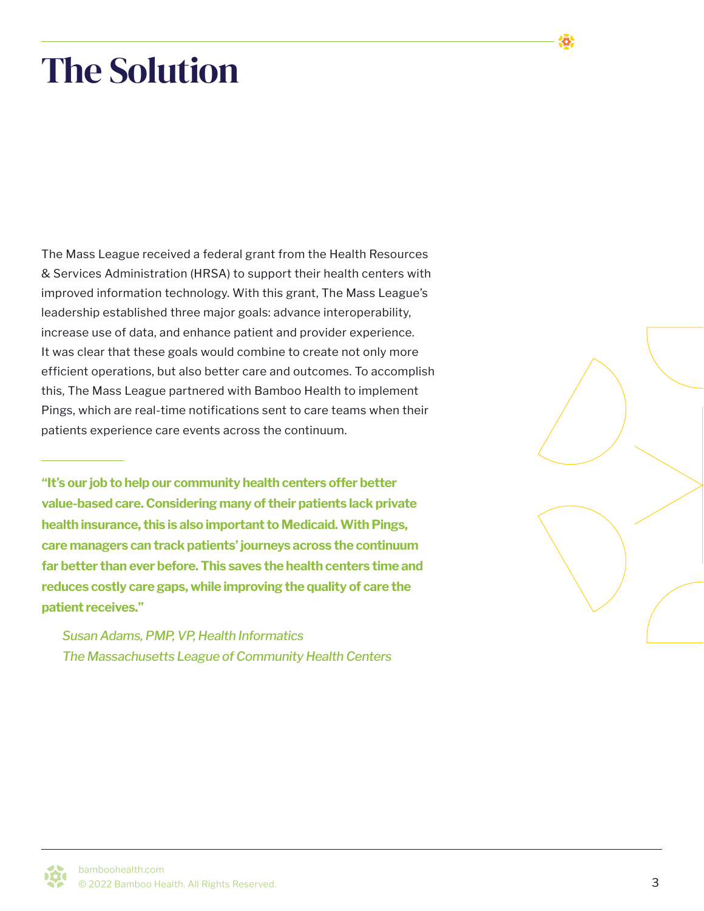# The Solution

The Mass League received a federal grant from the Health Resources & Services Administration (HRSA) to support their health centers with improved information technology. With this grant, The Mass League's leadership established three major goals: advance interoperability, increase use of data, and enhance patient and provider experience. It was clear that these goals would combine to create not only more efficient operations, but also better care and outcomes. To accomplish this, The Mass League partnered with Bamboo Health to implement Pings, which are real-time notifications sent to care teams when their patients experience care events across the continuum.

**"It's our job to help our community health centers offer better value-based care. Considering many of their patients lack private health insurance, this is also important to Medicaid. With Pings, care managers can track patients' journeys across the continuum far better than ever before. This saves the health centers time and reduces costly care gaps, while improving the quality of care the patient receives."**

*Susan Adams, PMP, VP, Health Informatics*
*The Massachusetts League of Community Health Centers*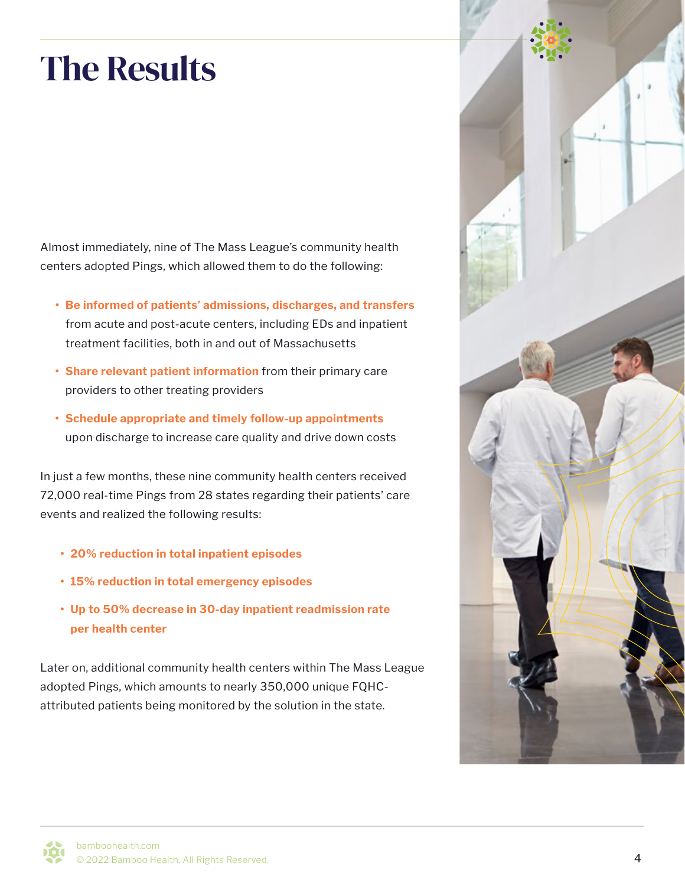# The Results

Almost immediately, nine of The Mass League's community health centers adopted Pings, which allowed them to do the following:

- **Be informed of patients' admissions, discharges, and transfers** from acute and post-acute centers, including EDs and inpatient treatment facilities, both in and out of Massachusetts
- **Share relevant patient information** from their primary care providers to other treating providers
- **Schedule appropriate and timely follow-up appointments** upon discharge to increase care quality and drive down costs

In just a few months, these nine community health centers received 72,000 real-time Pings from 28 states regarding their patients' care events and realized the following results:

- **20% reduction in total inpatient episodes**
- **15% reduction in total emergency episodes**
- **Up to 50% decrease in 30-day inpatient readmission rate per health center**

Later on, additional community health centers within The Mass League adopted Pings, which amounts to nearly 350,000 unique FQHC-attributed patients being monitored by the solution in the state.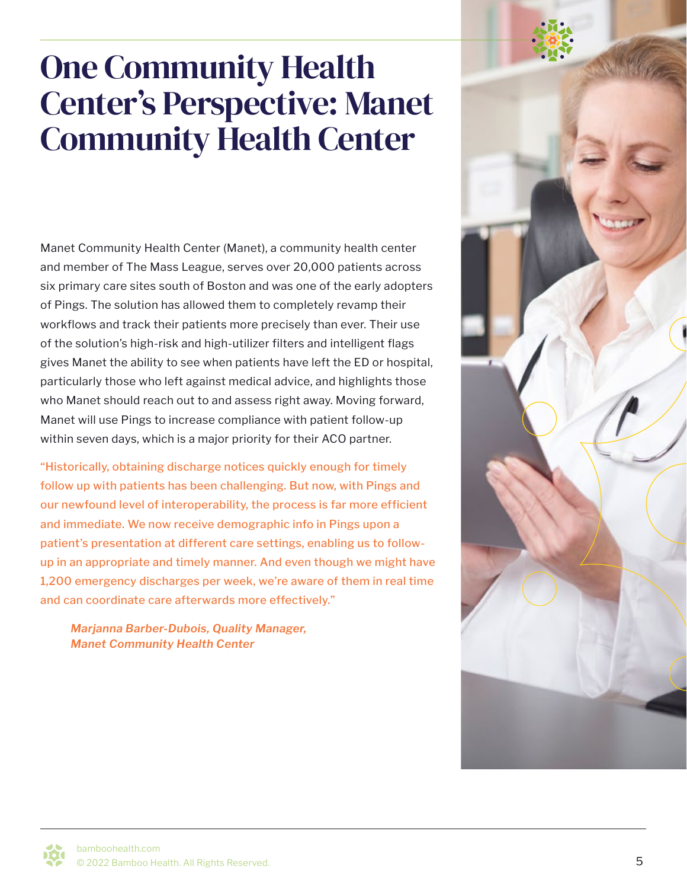# One Community Health Center's Perspective: Manet Community Health Center

Manet Community Health Center (Manet), a community health center and member of The Mass League, serves over 20,000 patients across six primary care sites south of Boston and was one of the early adopters of Pings. The solution has allowed them to completely revamp their workflows and track their patients more precisely than ever. Their use of the solution's high-risk and high-utilizer filters and intelligent flags gives Manet the ability to see when patients have left the ED or hospital, particularly those who left against medical advice, and highlights those who Manet should reach out to and assess right away. Moving forward, Manet will use Pings to increase compliance with patient follow-up within seven days, which is a major priority for their ACO partner.

"Historically, obtaining discharge notices quickly enough for timely follow up with patients has been challenging. But now, with Pings and our newfound level of interoperability, the process is far more efficient and immediate. We now receive demographic info in Pings upon a patient's presentation at different care settings, enabling us to follow-up in an appropriate and timely manner. And even though we might have 1,200 emergency discharges per week, we're aware of them in real time and can coordinate care afterwards more effectively."

*Marjanna Barber-Dubois, Quality Manager, Manet Community Health Center*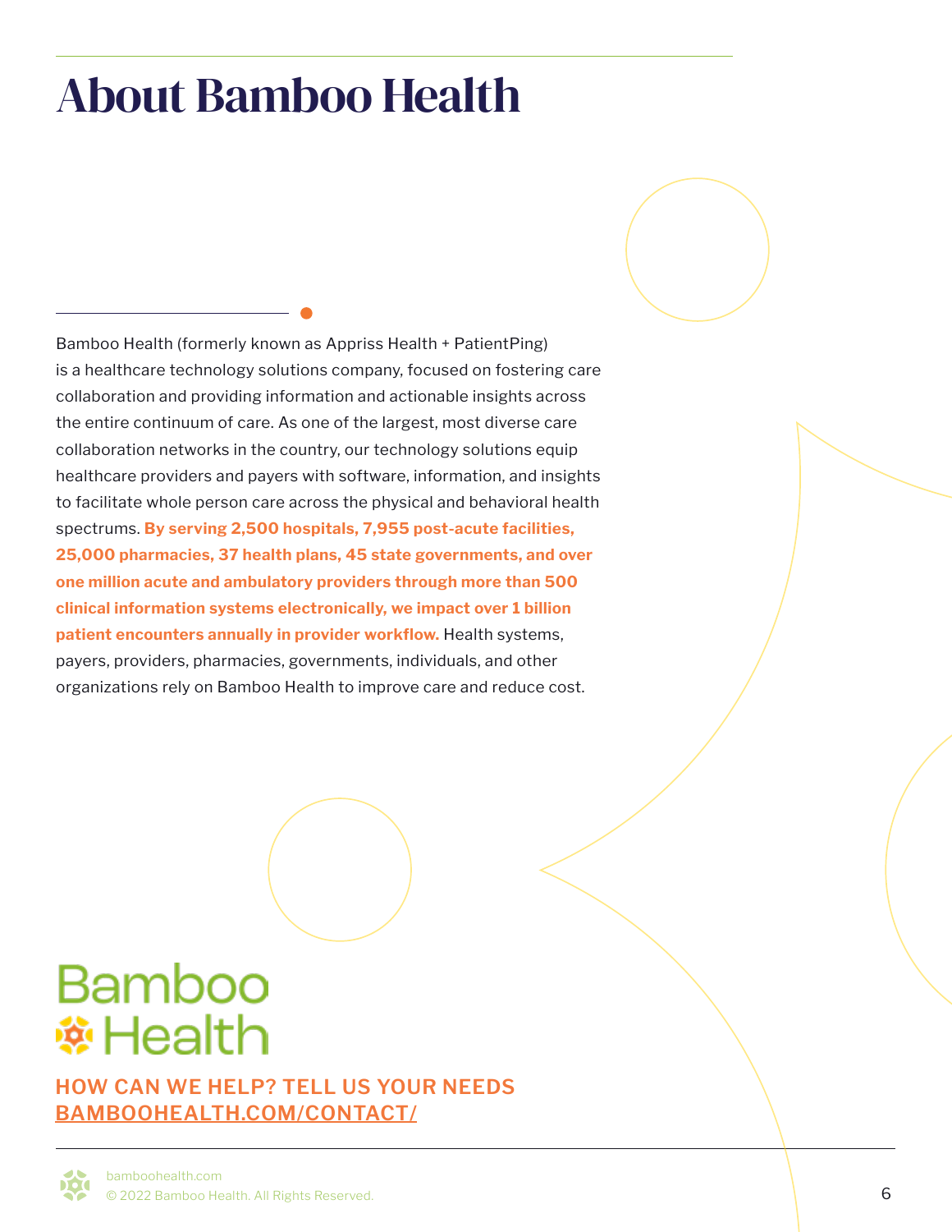# About Bamboo Health

Bamboo Health (formerly known as Appriss Health + PatientPing) is a healthcare technology solutions company, focused on fostering care collaboration and providing information and actionable insights across the entire continuum of care. As one of the largest, most diverse care collaboration networks in the country, our technology solutions equip healthcare providers and payers with software, information, and insights to facilitate whole person care across the physical and behavioral health spectrums. **By serving 2,500 hospitals, 7,955 post-acute facilities, 25,000 pharmacies, 37 health plans, 45 state governments, and over one million acute and ambulatory providers through more than 500 clinical information systems electronically, we impact over 1 billion patient encounters annually in provider workflow.** Health systems, payers, providers, pharmacies, governments, individuals, and other organizations rely on Bamboo Health to improve care and reduce cost.

Bamboo Health

**HOW CAN WE HELP? TELL US YOUR NEEDS**
**BAMBOOHEALTH.COM/CONTACT/**

bamboohealth.com
© 2022 Bamboo Health. All Rights Reserved.